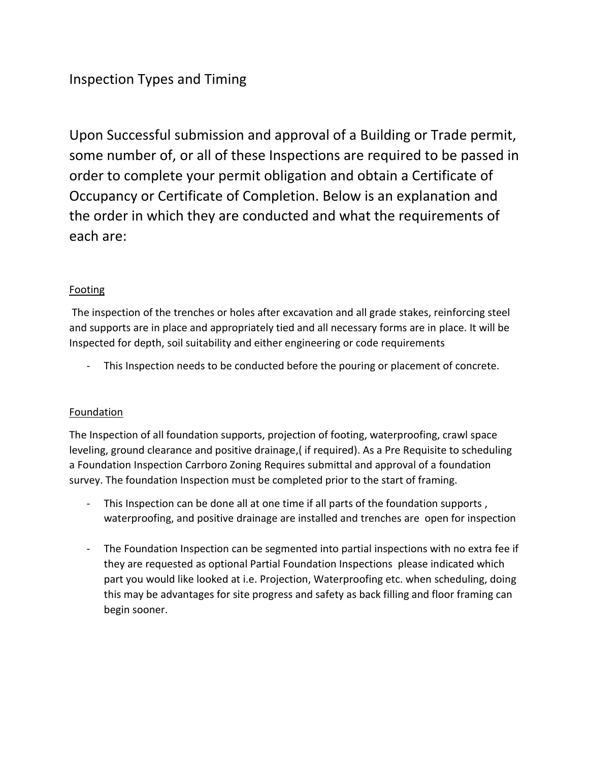# Inspection Types and Timing

Upon Successful submission and approval of a Building or Trade permit, some number of, or all of these Inspections are required to be passed in order to complete your permit obligation and obtain a Certificate of Occupancy or Certificate of Completion. Below is an explanation and the order in which they are conducted and what the requirements of each are:

## Footing

The inspection of the trenches or holes after excavation and all grade stakes, reinforcing steel and supports are in place and appropriately tied and all necessary forms are in place. It will be Inspected for depth, soil suitability and either engineering or code requirements

- This Inspection needs to be conducted before the pouring or placement of concrete.

## Foundation

The Inspection of all foundation supports, projection of footing, waterproofing, crawl space leveling, ground clearance and positive drainage,( if required). As a Pre Requisite to scheduling a Foundation Inspection Carrboro Zoning Requires submittal and approval of a foundation survey. The foundation Inspection must be completed prior to the start of framing.

- This Inspection can be done all at one time if all parts of the foundation supports , waterproofing, and positive drainage are installed and trenches are open for inspection

- The Foundation Inspection can be segmented into partial inspections with no extra fee if they are requested as optional Partial Foundation Inspections please indicated which part you would like looked at i.e. Projection, Waterproofing etc. when scheduling, doing this may be advantages for site progress and safety as back filling and floor framing can begin sooner.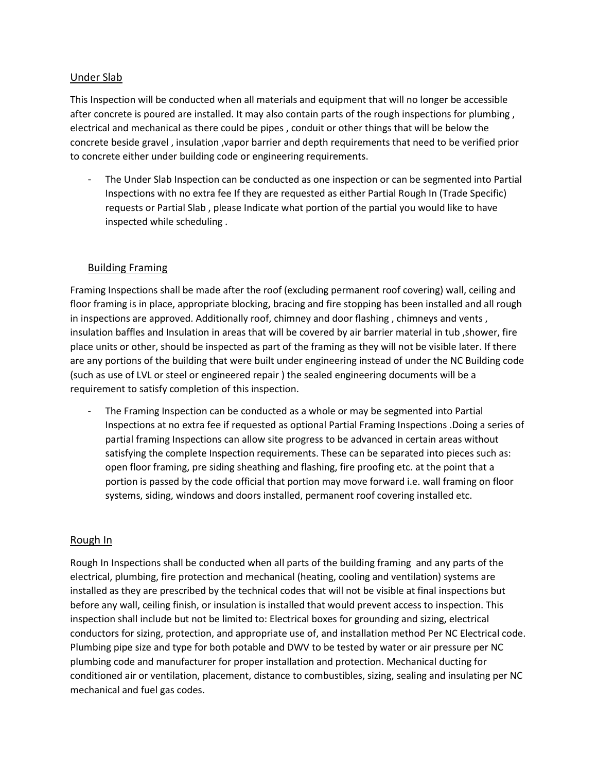## Under Slab

This Inspection will be conducted when all materials and equipment that will no longer be accessible after concrete is poured are installed. It may also contain parts of the rough inspections for plumbing , electrical and mechanical as there could be pipes , conduit or other things that will be below the concrete beside gravel , insulation ,vapor barrier and depth requirements that need to be verified prior to concrete either under building code or engineering requirements.

- The Under Slab Inspection can be conducted as one inspection or can be segmented into Partial Inspections with no extra fee If they are requested as either Partial Rough In (Trade Specific) requests or Partial Slab , please Indicate what portion of the partial you would like to have inspected while scheduling .

## Building Framing

Framing Inspections shall be made after the roof (excluding permanent roof covering) wall, ceiling and floor framing is in place, appropriate blocking, bracing and fire stopping has been installed and all rough in inspections are approved. Additionally roof, chimney and door flashing , chimneys and vents , insulation baffles and Insulation in areas that will be covered by air barrier material in tub ,shower, fire place units or other, should be inspected as part of the framing as they will not be visible later. If there are any portions of the building that were built under engineering instead of under the NC Building code (such as use of LVL or steel or engineered repair ) the sealed engineering documents will be a requirement to satisfy completion of this inspection.

- The Framing Inspection can be conducted as a whole or may be segmented into Partial Inspections at no extra fee if requested as optional Partial Framing Inspections .Doing a series of partial framing Inspections can allow site progress to be advanced in certain areas without satisfying the complete Inspection requirements. These can be separated into pieces such as: open floor framing, pre siding sheathing and flashing, fire proofing etc. at the point that a portion is passed by the code official that portion may move forward i.e. wall framing on floor systems, siding, windows and doors installed, permanent roof covering installed etc.

## Rough In

Rough In Inspections shall be conducted when all parts of the building framing and any parts of the electrical, plumbing, fire protection and mechanical (heating, cooling and ventilation) systems are installed as they are prescribed by the technical codes that will not be visible at final inspections but before any wall, ceiling finish, or insulation is installed that would prevent access to inspection. This inspection shall include but not be limited to: Electrical boxes for grounding and sizing, electrical conductors for sizing, protection, and appropriate use of, and installation method Per NC Electrical code. Plumbing pipe size and type for both potable and DWV to be tested by water or air pressure per NC plumbing code and manufacturer for proper installation and protection. Mechanical ducting for conditioned air or ventilation, placement, distance to combustibles, sizing, sealing and insulating per NC mechanical and fuel gas codes.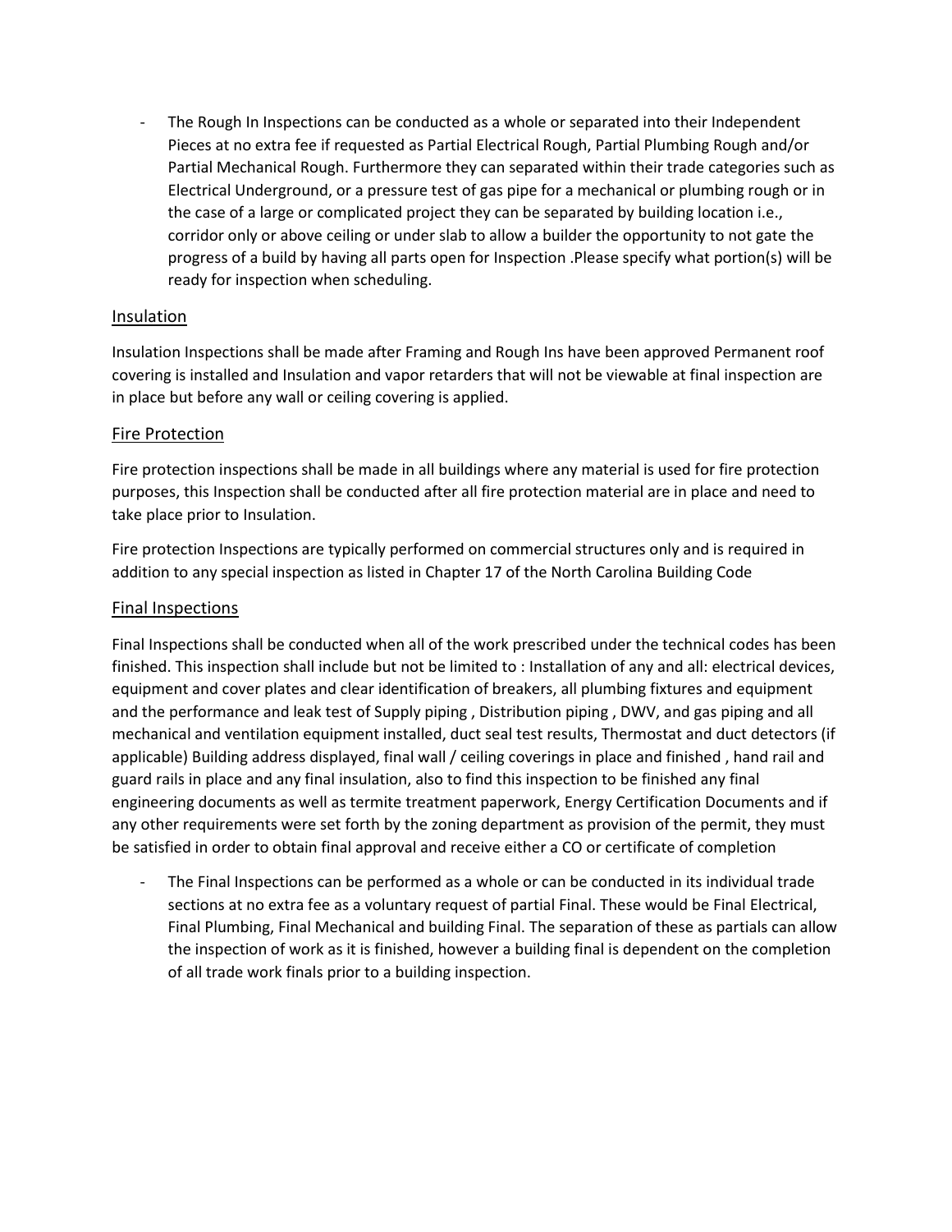- The Rough In Inspections can be conducted as a whole or separated into their Independent Pieces at no extra fee if requested as Partial Electrical Rough, Partial Plumbing Rough and/or Partial Mechanical Rough. Furthermore they can separated within their trade categories such as Electrical Underground, or a pressure test of gas pipe for a mechanical or plumbing rough or in the case of a large or complicated project they can be separated by building location i.e., corridor only or above ceiling or under slab to allow a builder the opportunity to not gate the progress of a build by having all parts open for Inspection .Please specify what portion(s) will be ready for inspection when scheduling.

## Insulation

Insulation Inspections shall be made after Framing and Rough Ins have been approved Permanent roof covering is installed and Insulation and vapor retarders that will not be viewable at final inspection are in place but before any wall or ceiling covering is applied.

## Fire Protection

Fire protection inspections shall be made in all buildings where any material is used for fire protection purposes, this Inspection shall be conducted after all fire protection material are in place and need to take place prior to Insulation.

Fire protection Inspections are typically performed on commercial structures only and is required in addition to any special inspection as listed in Chapter 17 of the North Carolina Building Code

## Final Inspections

Final Inspections shall be conducted when all of the work prescribed under the technical codes has been finished. This inspection shall include but not be limited to : Installation of any and all: electrical devices, equipment and cover plates and clear identification of breakers, all plumbing fixtures and equipment and the performance and leak test of Supply piping , Distribution piping , DWV, and gas piping and all mechanical and ventilation equipment installed, duct seal test results, Thermostat and duct detectors (if applicable) Building address displayed, final wall / ceiling coverings in place and finished , hand rail and guard rails in place and any final insulation, also to find this inspection to be finished any final engineering documents as well as termite treatment paperwork, Energy Certification Documents and if any other requirements were set forth by the zoning department as provision of the permit, they must be satisfied in order to obtain final approval and receive either a CO or certificate of completion

- The Final Inspections can be performed as a whole or can be conducted in its individual trade sections at no extra fee as a voluntary request of partial Final. These would be Final Electrical, Final Plumbing, Final Mechanical and building Final. The separation of these as partials can allow the inspection of work as it is finished, however a building final is dependent on the completion of all trade work finals prior to a building inspection.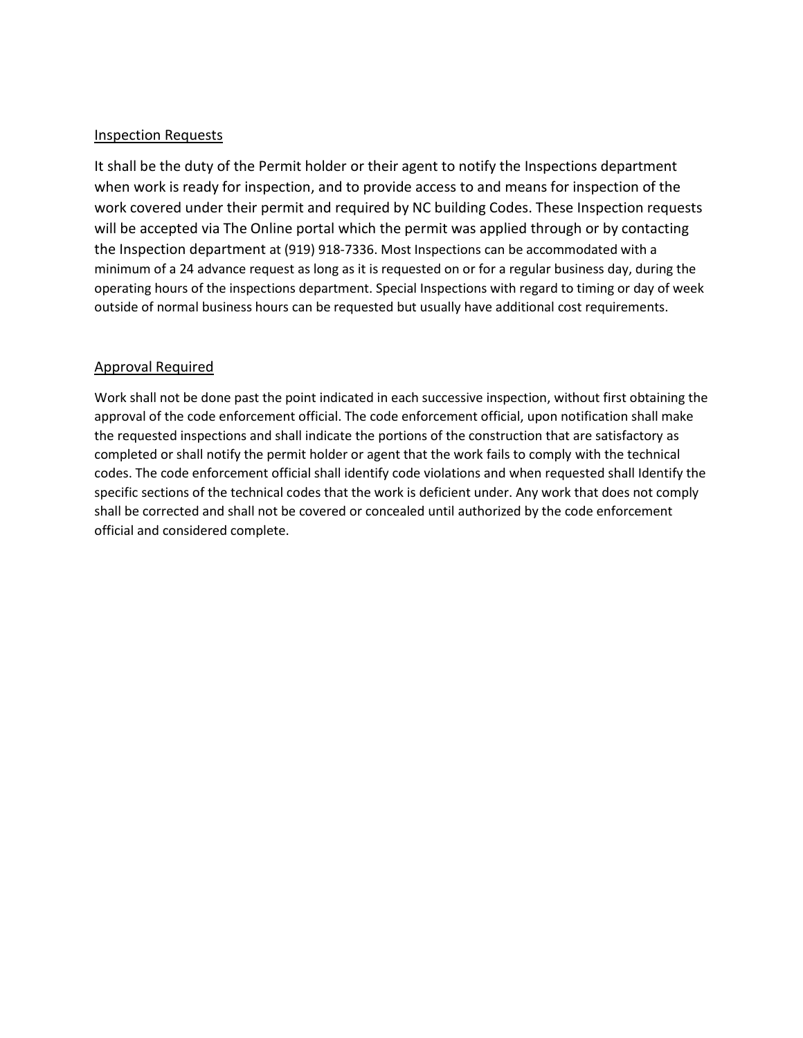## Inspection Requests

It shall be the duty of the Permit holder or their agent to notify the Inspections department when work is ready for inspection, and to provide access to and means for inspection of the work covered under their permit and required by NC building Codes. These Inspection requests will be accepted via The Online portal which the permit was applied through or by contacting the Inspection department at (919) 918-7336. Most Inspections can be accommodated with a minimum of a 24 advance request as long as it is requested on or for a regular business day, during the operating hours of the inspections department. Special Inspections with regard to timing or day of week outside of normal business hours can be requested but usually have additional cost requirements.

## Approval Required

Work shall not be done past the point indicated in each successive inspection, without first obtaining the approval of the code enforcement official. The code enforcement official, upon notification shall make the requested inspections and shall indicate the portions of the construction that are satisfactory as completed or shall notify the permit holder or agent that the work fails to comply with the technical codes. The code enforcement official shall identify code violations and when requested shall Identify the specific sections of the technical codes that the work is deficient under. Any work that does not comply shall be corrected and shall not be covered or concealed until authorized by the code enforcement official and considered complete.